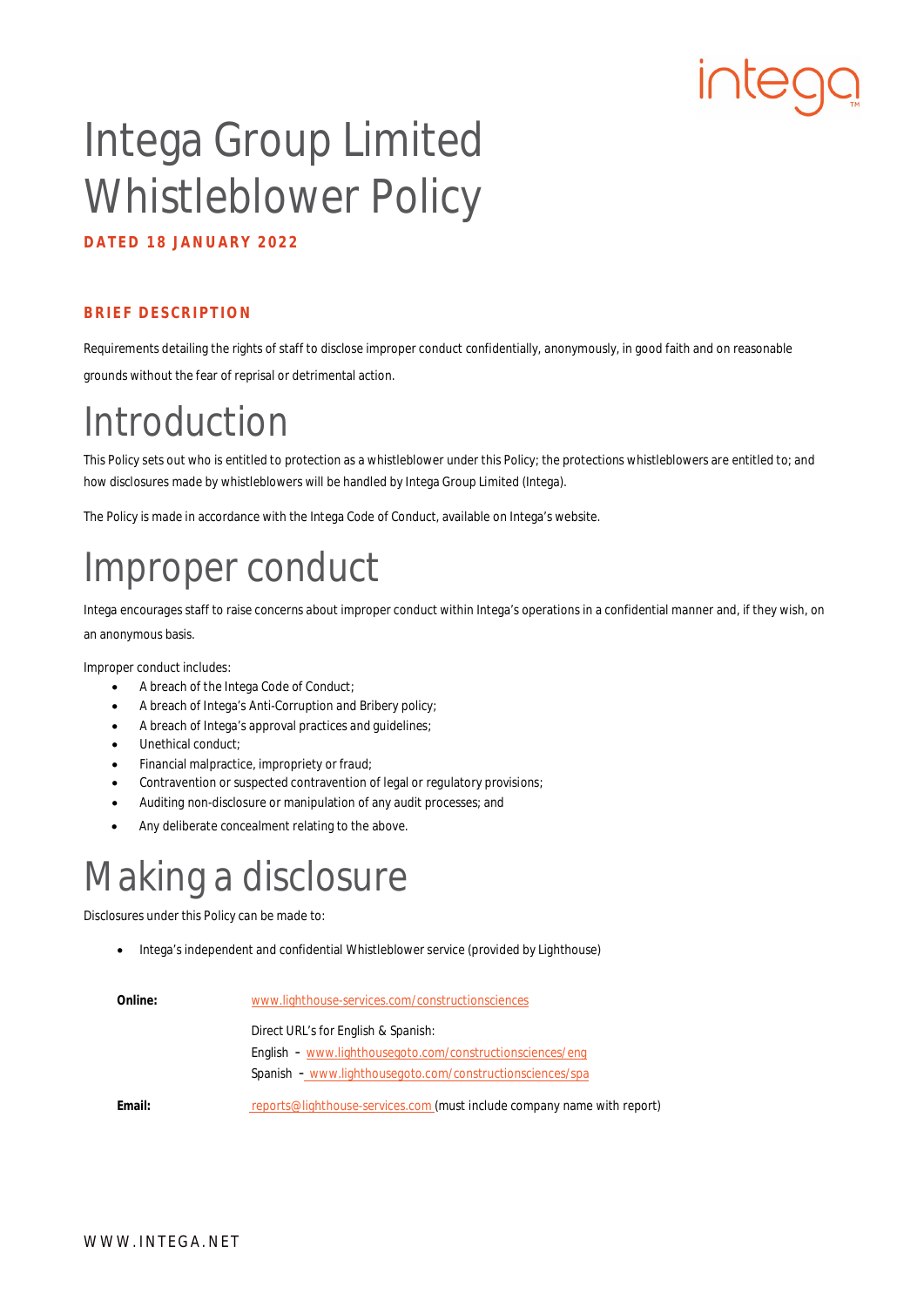# Intega Group Limited Whistleblower Policy

**DATED 18 JANUARY 2022**

**BRIEF DESCRIPTION**

Requirements detailing the rights of staff to disclose improper conduct confidentially, anonymously, in good faith and on reasonable grounds without the fear of reprisal or detrimental action.

# Introduction

This Policy sets out who is entitled to protection as a whistleblower under this Policy; the protections whistleblowers are entitled to; and how disclosures made by whistleblowers will be handled by Intega Group Limited (Intega).

The Policy is made in accordance with the Intega Code of Conduct, available on Intega's website.

# Improper conduct

Intega encourages staff to raise concerns about improper conduct within Intega's operations in a confidential manner and, if they wish, on an anonymous basis.

Improper conduct includes:

- A breach of the Intega Code of Conduct;
- A breach of Intega's Anti-Corruption and Bribery policy;
- A breach of Intega's approval practices and guidelines;
- Unethical conduct;
- Financial malpractice, impropriety or fraud;
- Contravention or suspected contravention of legal or regulatory provisions;
- Auditing non-disclosure or manipulation of any audit processes; and
- Any deliberate concealment relating to the above.

# Making a disclosure

Disclosures under this Policy can be made to:

- Intega's independent and confidential Whistleblower service (provided by Lighthouse)

**Online:** www.lighthouse-services.com/constructionsciences

Direct URL's for English & Spanish:
English – www.lighthousegoto.com/constructionsciences/eng
Spanish – www.lighthousegoto.com/constructionsciences/spa

**Email:** reports@lighthouse-services.com (must include company name with report)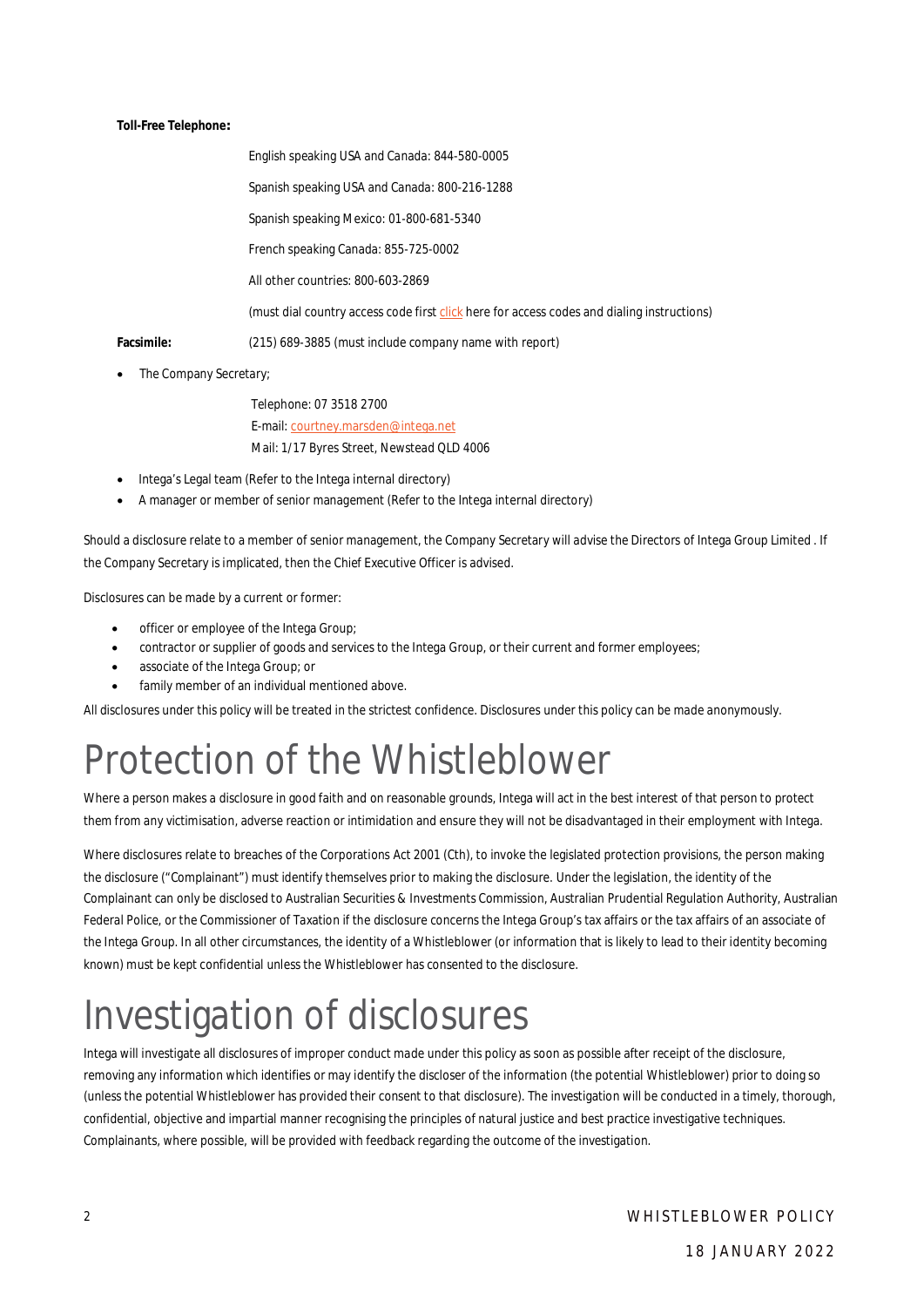**Toll-Free Telephone:**

English speaking USA and Canada: 844-580-0005

Spanish speaking USA and Canada: 800-216-1288

Spanish speaking Mexico: 01-800-681-5340

French speaking Canada: 855-725-0002

All other countries: 800-603-2869

(must dial country access code first click here for access codes and dialing instructions)

**Facsimile:** (215) 689-3885 (must include company name with report)

- The Company Secretary;

  Telephone: 07 3518 2700
  E-mail: courtney.marsden@intega.net
  Mail: 1/17 Byres Street, Newstead QLD 4006

- Intega's Legal team (Refer to the Intega internal directory)
- A manager or member of senior management (Refer to the Intega internal directory)

Should a disclosure relate to a member of senior management, the Company Secretary will advise the Directors of Intega Group Limited . If the Company Secretary is implicated, then the Chief Executive Officer is advised.

Disclosures can be made by a current or former:

- officer or employee of the Intega Group;
- contractor or supplier of goods and services to the Intega Group, or their current and former employees;
- associate of the Intega Group; or
- family member of an individual mentioned above.

All disclosures under this policy will be treated in the strictest confidence. Disclosures under this policy can be made anonymously.

# Protection of the Whistleblower

Where a person makes a disclosure in good faith and on reasonable grounds, Intega will act in the best interest of that person to protect them from any victimisation, adverse reaction or intimidation and ensure they will not be disadvantaged in their employment with Intega.

Where disclosures relate to breaches of the Corporations Act 2001 (Cth), to invoke the legislated protection provisions, the person making the disclosure ("Complainant") must identify themselves prior to making the disclosure. Under the legislation, the identity of the Complainant can only be disclosed to Australian Securities & Investments Commission, Australian Prudential Regulation Authority, Australian Federal Police, or the Commissioner of Taxation if the disclosure concerns the Intega Group's tax affairs or the tax affairs of an associate of the Intega Group. In all other circumstances, the identity of a Whistleblower (or information that is likely to lead to their identity becoming known) must be kept confidential unless the Whistleblower has consented to the disclosure.

# Investigation of disclosures

Intega will investigate all disclosures of improper conduct made under this policy as soon as possible after receipt of the disclosure, removing any information which identifies or may identify the discloser of the information (the potential Whistleblower) prior to doing so (unless the potential Whistleblower has provided their consent to that disclosure). The investigation will be conducted in a timely, thorough, confidential, objective and impartial manner recognising the principles of natural justice and best practice investigative techniques. Complainants, where possible, will be provided with feedback regarding the outcome of the investigation.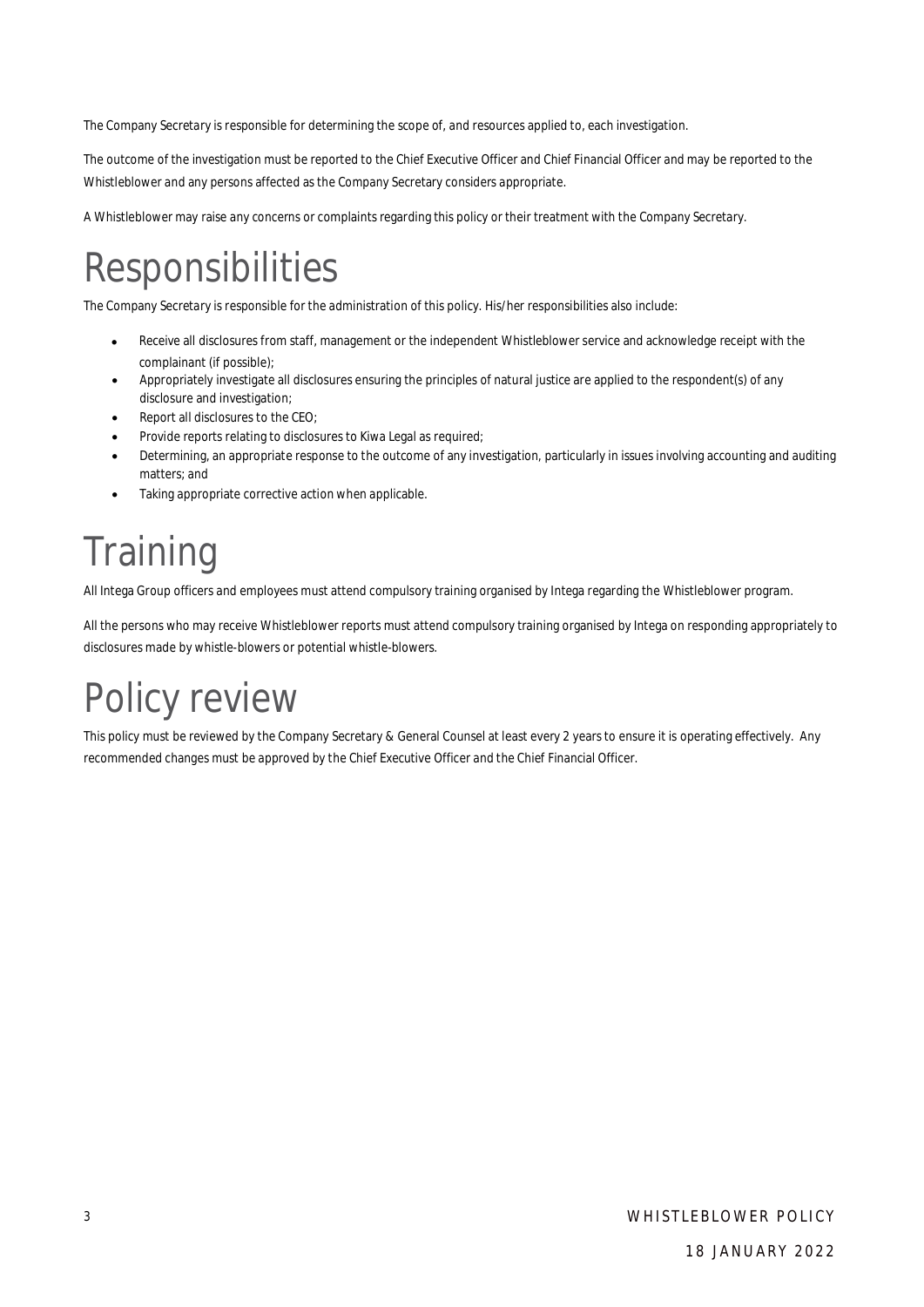The Company Secretary is responsible for determining the scope of, and resources applied to, each investigation.

The outcome of the investigation must be reported to the Chief Executive Officer and Chief Financial Officer and may be reported to the Whistleblower and any persons affected as the Company Secretary considers appropriate.

A Whistleblower may raise any concerns or complaints regarding this policy or their treatment with the Company Secretary.

# Responsibilities

The Company Secretary is responsible for the administration of this policy. His/her responsibilities also include:

- Receive all disclosures from staff, management or the independent Whistleblower service and acknowledge receipt with the complainant (if possible);
- Appropriately investigate all disclosures ensuring the principles of natural justice are applied to the respondent(s) of any disclosure and investigation;
- Report all disclosures to the CEO;
- Provide reports relating to disclosures to Kiwa Legal as required;
- Determining, an appropriate response to the outcome of any investigation, particularly in issues involving accounting and auditing matters; and
- Taking appropriate corrective action when applicable.

# Training

All Intega Group officers and employees must attend compulsory training organised by Intega regarding the Whistleblower program.

All the persons who may receive Whistleblower reports must attend compulsory training organised by Intega on responding appropriately to disclosures made by whistle-blowers or potential whistle-blowers.

# Policy review

This policy must be reviewed by the Company Secretary & General Counsel at least every 2 years to ensure it is operating effectively. Any recommended changes must be approved by the Chief Executive Officer and the Chief Financial Officer.